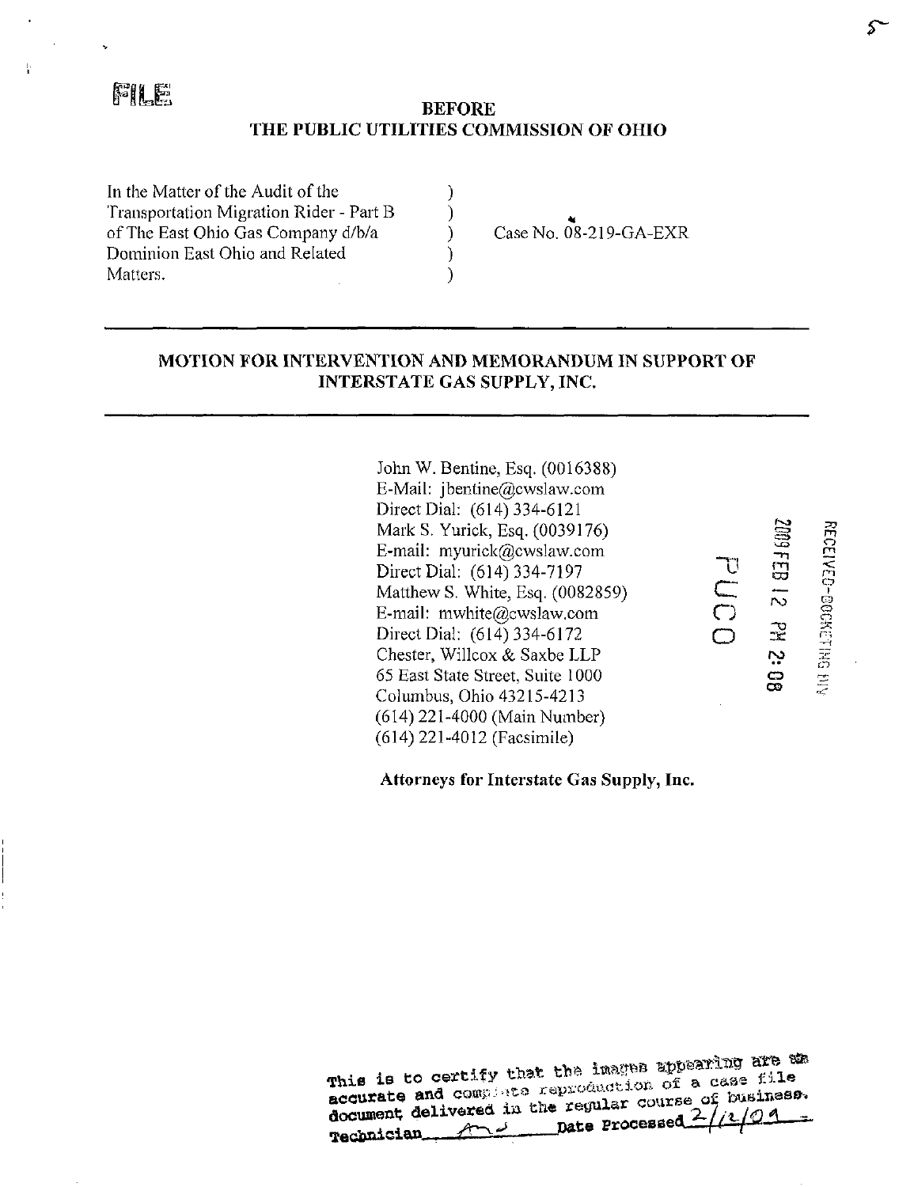FILE

**BEFORE**
**THE PUBLIC UTILITIES COMMISSION OF OHIO**

| | | |
|---|---|---|
| In the Matter of the Audit of the Transportation Migration Rider - Part B of The East Ohio Gas Company d/b/a Dominion East Ohio and Related Matters. | ) ) ) ) ) | Case No. 08-219-GA-EXR |

---

## MOTION FOR INTERVENTION AND MEMORANDUM IN SUPPORT OF INTERSTATE GAS SUPPLY, INC.

---

John W. Bentine, Esq. (0016388)
E-Mail: jbentine@cwslaw.com
Direct Dial: (614) 334-6121
Mark S. Yurick, Esq. (0039176)
E-mail: myurick@cwslaw.com
Direct Dial: (614) 334-7197
Matthew S. White, Esq. (0082859)
E-mail: mwhite@cwslaw.com
Direct Dial: (614) 334-6172
Chester, Willcox & Saxbe LLP
65 East State Street, Suite 1000
Columbus, Ohio 43215-4213
(614) 221-4000 (Main Number)
(614) 221-4012 (Facsimile)

**Attorneys for Interstate Gas Supply, Inc.**

RECEIVED-DOCKETING DIV
2009 FEB 12 PM 2:08
PUCO

This is to certify that the images appearing are an accurate and complete reproduction of a case file document delivered in the regular course of business. Technician ___ Date Processed 2/12/09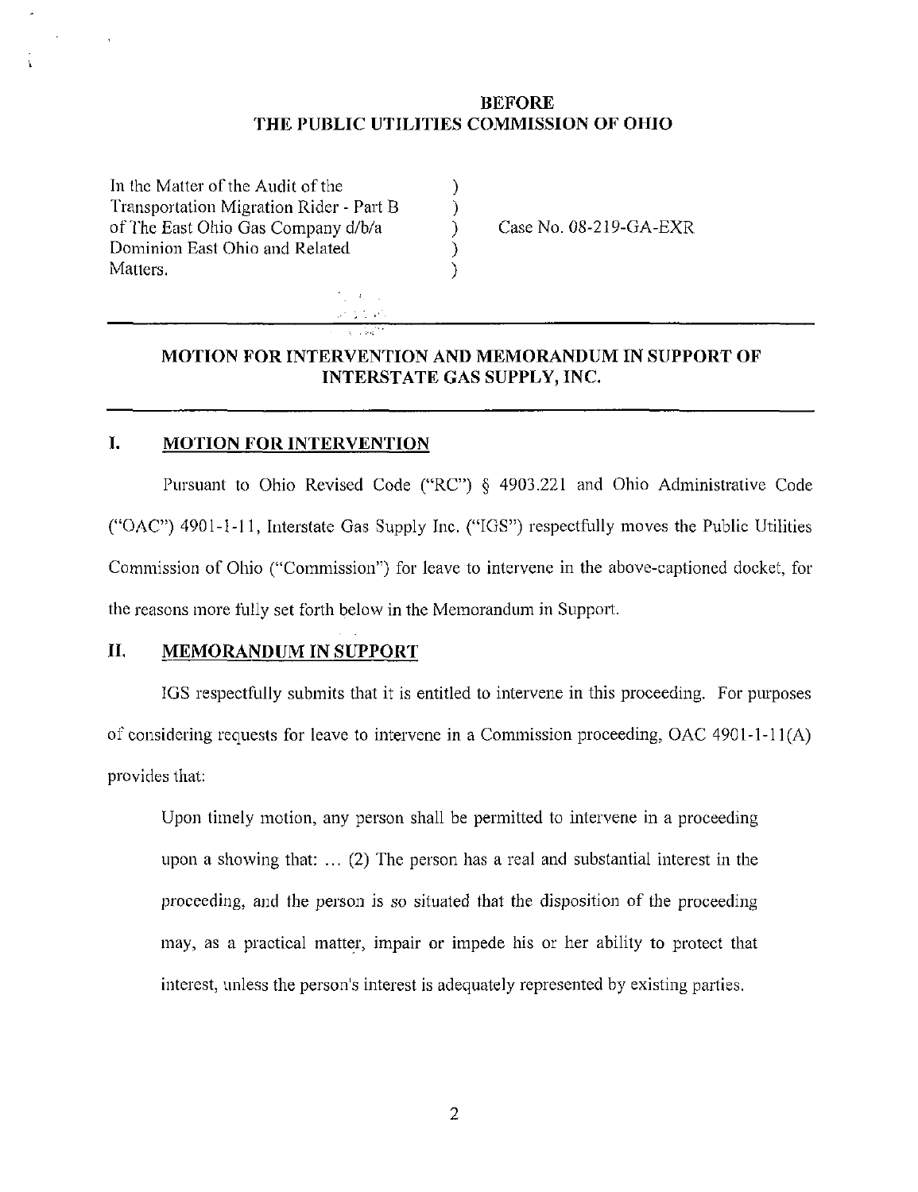**BEFORE**
**THE PUBLIC UTILITIES COMMISSION OF OHIO**

| | | |
|---|---|---|
| In the Matter of the Audit of the Transportation Migration Rider - Part B of The East Ohio Gas Company d/b/a Dominion East Ohio and Related Matters. | ) ) ) ) ) | Case No. 08-219-GA-EXR |

---

## MOTION FOR INTERVENTION AND MEMORANDUM IN SUPPORT OF INTERSTATE GAS SUPPLY, INC.

---

## I. MOTION FOR INTERVENTION

Pursuant to Ohio Revised Code ("RC") § 4903.221 and Ohio Administrative Code ("OAC") 4901-1-11, Interstate Gas Supply Inc. ("IGS") respectfully moves the Public Utilities Commission of Ohio ("Commission") for leave to intervene in the above-captioned docket, for the reasons more fully set forth below in the Memorandum in Support.

## II. MEMORANDUM IN SUPPORT

IGS respectfully submits that it is entitled to intervene in this proceeding. For purposes of considering requests for leave to intervene in a Commission proceeding, OAC 4901-1-11(A) provides that:

> Upon timely motion, any person shall be permitted to intervene in a proceeding upon a showing that: ... (2) The person has a real and substantial interest in the proceeding, and the person is so situated that the disposition of the proceeding may, as a practical matter, impair or impede his or her ability to protect that interest, unless the person's interest is adequately represented by existing parties.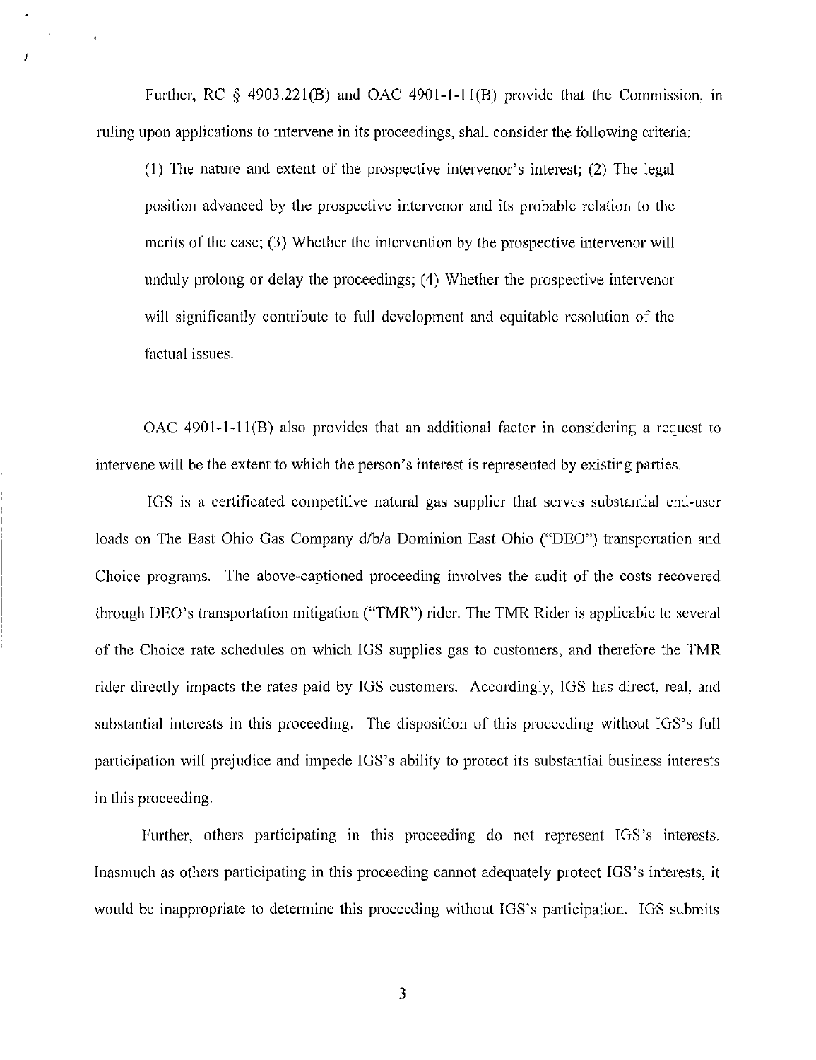Further, RC § 4903.221(B) and OAC 4901-1-11(B) provide that the Commission, in ruling upon applications to intervene in its proceedings, shall consider the following criteria:

> (1) The nature and extent of the prospective intervenor's interest; (2) The legal position advanced by the prospective intervenor and its probable relation to the merits of the case; (3) Whether the intervention by the prospective intervenor will unduly prolong or delay the proceedings; (4) Whether the prospective intervenor will significantly contribute to full development and equitable resolution of the factual issues.

OAC 4901-1-11(B) also provides that an additional factor in considering a request to intervene will be the extent to which the person's interest is represented by existing parties.

IGS is a certificated competitive natural gas supplier that serves substantial end-user loads on The East Ohio Gas Company d/b/a Dominion East Ohio ("DEO") transportation and Choice programs. The above-captioned proceeding involves the audit of the costs recovered through DEO's transportation mitigation ("TMR") rider. The TMR Rider is applicable to several of the Choice rate schedules on which IGS supplies gas to customers, and therefore the TMR rider directly impacts the rates paid by IGS customers. Accordingly, IGS has direct, real, and substantial interests in this proceeding. The disposition of this proceeding without IGS's full participation will prejudice and impede IGS's ability to protect its substantial business interests in this proceeding.

Further, others participating in this proceeding do not represent IGS's interests. Inasmuch as others participating in this proceeding cannot adequately protect IGS's interests, it would be inappropriate to determine this proceeding without IGS's participation. IGS submits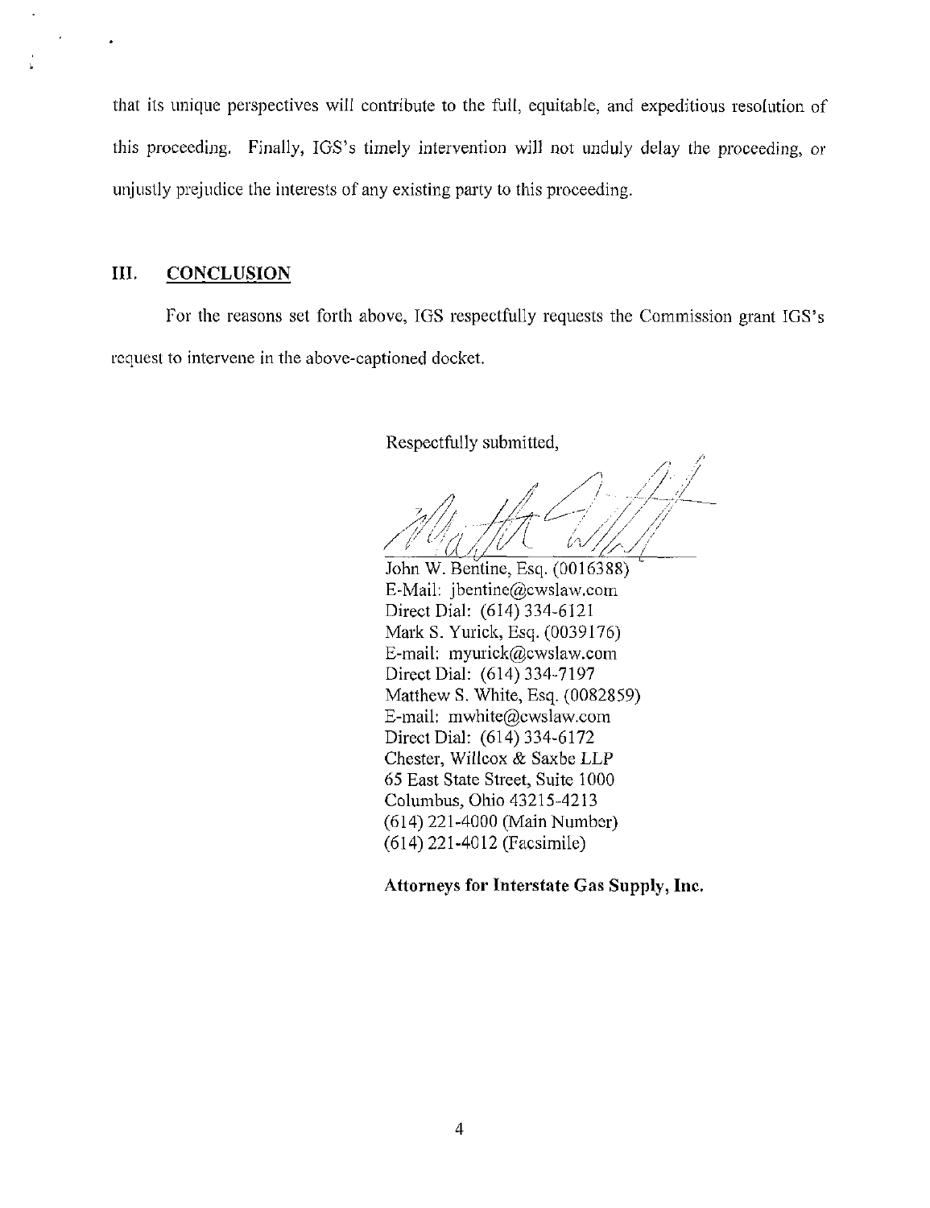that its unique perspectives will contribute to the full, equitable, and expeditious resolution of this proceeding. Finally, IGS's timely intervention will not unduly delay the proceeding, or unjustly prejudice the interests of any existing party to this proceeding.

## III. CONCLUSION

For the reasons set forth above, IGS respectfully requests the Commission grant IGS's request to intervene in the above-captioned docket.

Respectfully submitted,

John W. Bentine, Esq. (0016388)
E-Mail: jbentine@cwslaw.com
Direct Dial: (614) 334-6121
Mark S. Yurick, Esq. (0039176)
E-mail: myurick@cwslaw.com
Direct Dial: (614) 334-7197
Matthew S. White, Esq. (0082859)
E-mail: mwhite@cwslaw.com
Direct Dial: (614) 334-6172
Chester, Willcox & Saxbe LLP
65 East State Street, Suite 1000
Columbus, Ohio 43215-4213
(614) 221-4000 (Main Number)
(614) 221-4012 (Facsimile)

**Attorneys for Interstate Gas Supply, Inc.**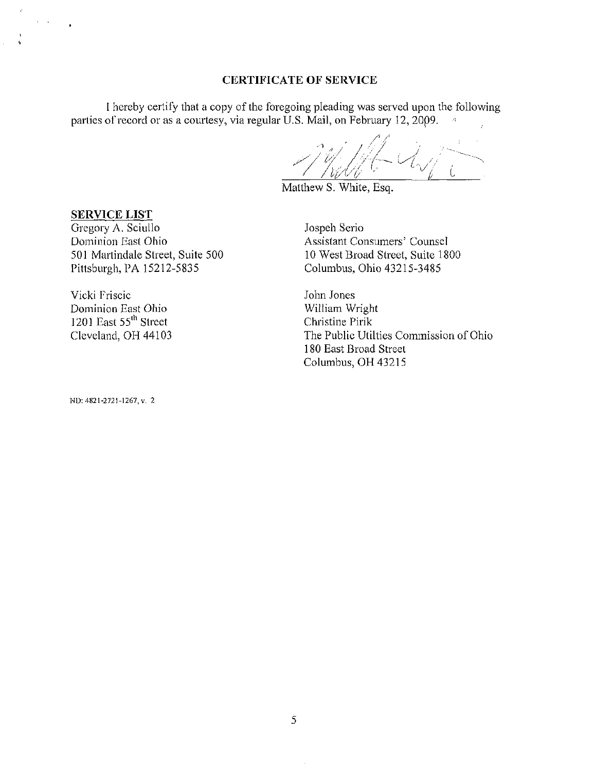## CERTIFICATE OF SERVICE

I hereby certify that a copy of the foregoing pleading was served upon the following parties of record or as a courtesy, via regular U.S. Mail, on February 12, 2009.

Matthew S. White, Esq.

**SERVICE LIST**

Gregory A. Sciullo
Dominion East Ohio
501 Martindale Street, Suite 500
Pittsburgh, PA 15212-5835

Vicki Friscic
Dominion East Ohio
1201 East 55th Street
Cleveland, OH 44103

Jospeh Serio
Assistant Consumers' Counsel
10 West Broad Street, Suite 1800
Columbus, Ohio 43215-3485

John Jones
William Wright
Christine Pirik
The Public Utilties Commission of Ohio
180 East Broad Street
Columbus, OH 43215

ND: 4821-2721-1267, v. 2